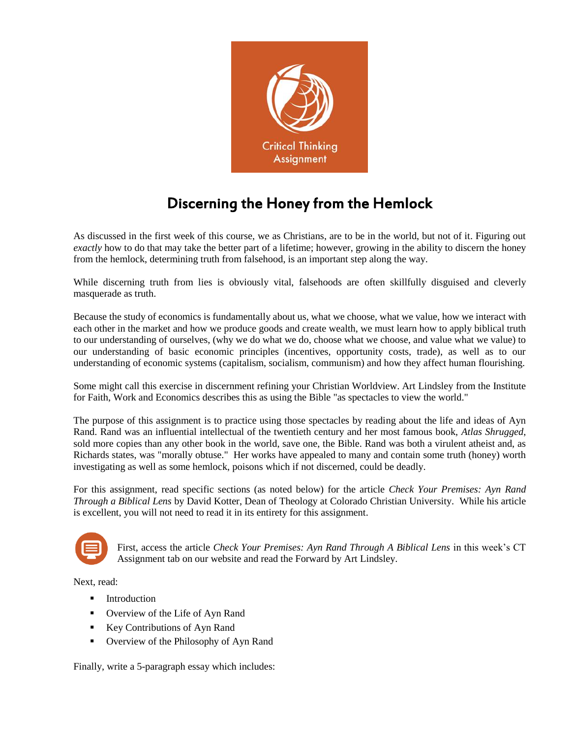Critical Thinking Assignment

# Discerning the Honey from the Hemlock

As discussed in the first week of this course, we as Christians, are to be in the world, but not of it. Figuring out *exactly* how to do that may take the better part of a lifetime; however, growing in the ability to discern the honey from the hemlock, determining truth from falsehood, is an important step along the way.

While discerning truth from lies is obviously vital, falsehoods are often skillfully disguised and cleverly masquerade as truth.

Because the study of economics is fundamentally about us, what we choose, what we value, how we interact with each other in the market and how we produce goods and create wealth, we must learn how to apply biblical truth to our understanding of ourselves, (why we do what we do, choose what we choose, and value what we value) to our understanding of basic economic principles (incentives, opportunity costs, trade), as well as to our understanding of economic systems (capitalism, socialism, communism) and how they affect human flourishing.

Some might call this exercise in discernment refining your Christian Worldview. Art Lindsley from the Institute for Faith, Work and Economics describes this as using the Bible "as spectacles to view the world."

The purpose of this assignment is to practice using those spectacles by reading about the life and ideas of Ayn Rand. Rand was an influential intellectual of the twentieth century and her most famous book, *Atlas Shrugged*, sold more copies than any other book in the world, save one, the Bible. Rand was both a virulent atheist and, as Richards states, was "morally obtuse." Her works have appealed to many and contain some truth (honey) worth investigating as well as some hemlock, poisons which if not discerned, could be deadly.

For this assignment, read specific sections (as noted below) for the article *Check Your Premises: Ayn Rand Through a Biblical Lens* by David Kotter, Dean of Theology at Colorado Christian University. While his article is excellent, you will not need to read it in its entirety for this assignment.

First, access the article *Check Your Premises: Ayn Rand Through A Biblical Lens* in this week's CT Assignment tab on our website and read the Forward by Art Lindsley.

Next, read:

- Introduction
- Overview of the Life of Ayn Rand
- Key Contributions of Ayn Rand
- Overview of the Philosophy of Ayn Rand

Finally, write a 5-paragraph essay which includes: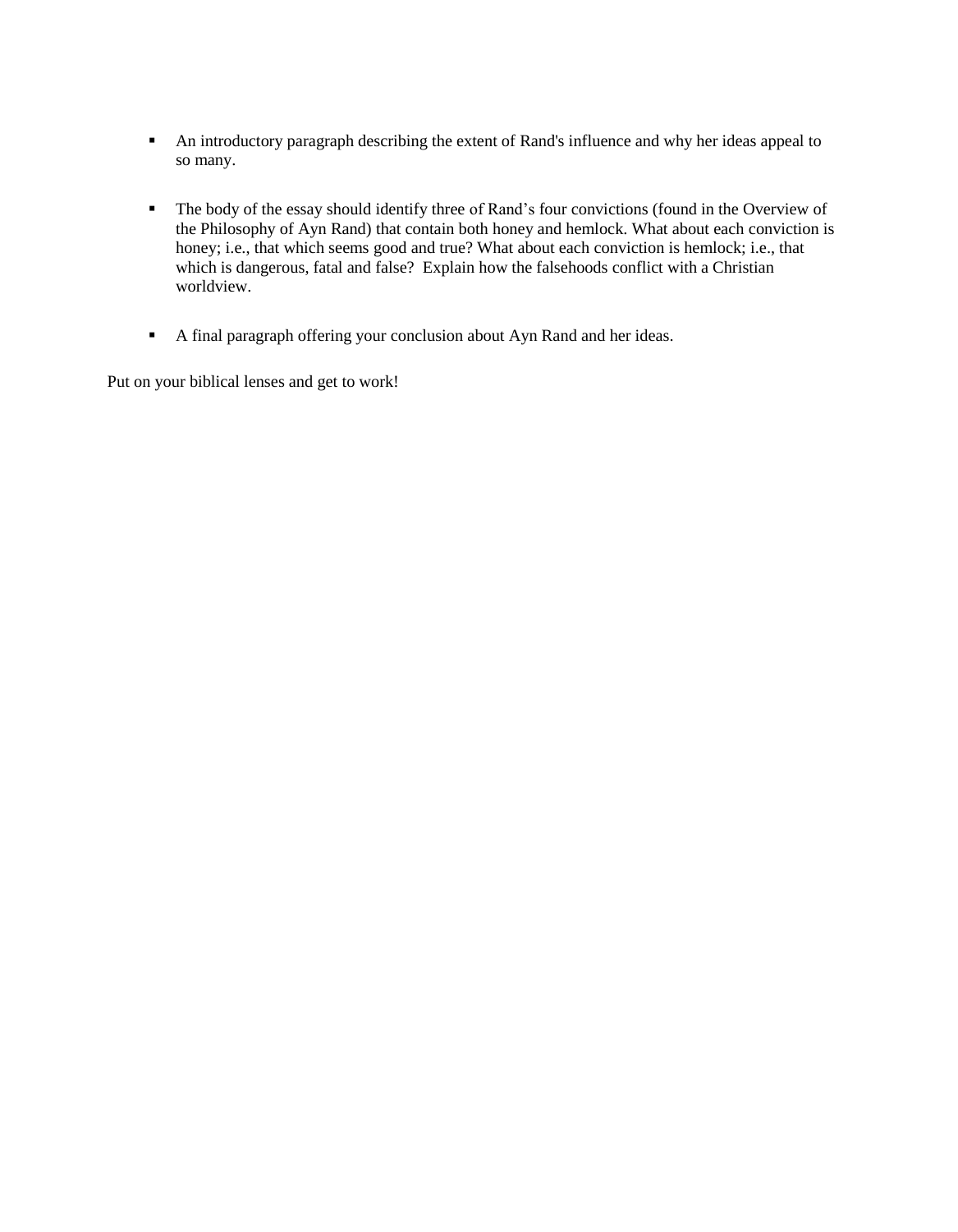- An introductory paragraph describing the extent of Rand's influence and why her ideas appeal to so many.

- The body of the essay should identify three of Rand's four convictions (found in the Overview of the Philosophy of Ayn Rand) that contain both honey and hemlock. What about each conviction is honey; i.e., that which seems good and true? What about each conviction is hemlock; i.e., that which is dangerous, fatal and false? Explain how the falsehoods conflict with a Christian worldview.

- A final paragraph offering your conclusion about Ayn Rand and her ideas.

Put on your biblical lenses and get to work!